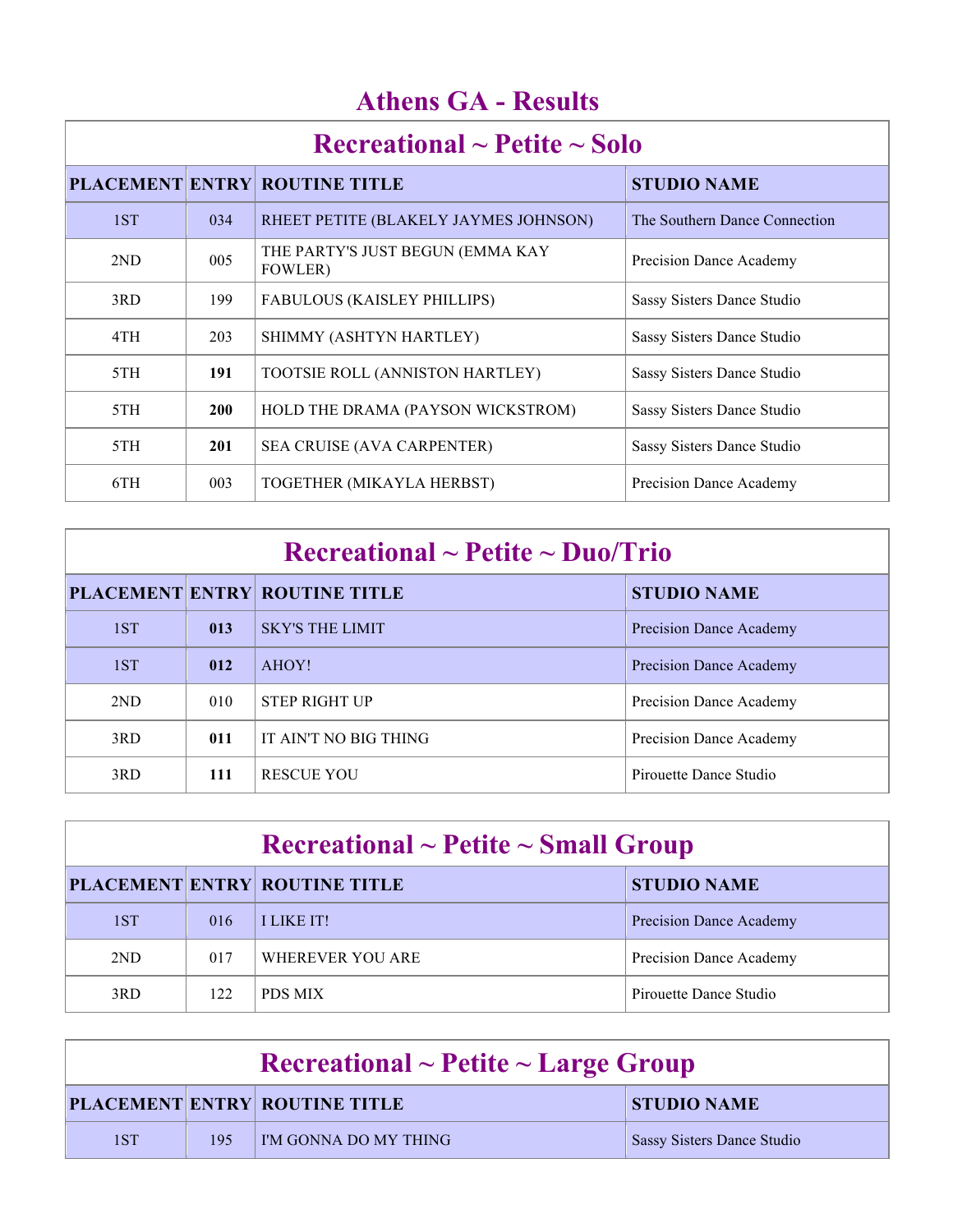# Athens GA - Results

## Recreational ~ Petite ~ Solo

| PLACEMENT | ENTRY | ROUTINE TITLE | STUDIO NAME |
|---|---|---|---|
| 1ST | 034 | RHEET PETITE (BLAKELY JAYMES JOHNSON) | The Southern Dance Connection |
| 2ND | 005 | THE PARTY'S JUST BEGUN (EMMA KAY FOWLER) | Precision Dance Academy |
| 3RD | 199 | FABULOUS (KAISLEY PHILLIPS) | Sassy Sisters Dance Studio |
| 4TH | 203 | SHIMMY (ASHTYN HARTLEY) | Sassy Sisters Dance Studio |
| 5TH | **191** | TOOTSIE ROLL (ANNISTON HARTLEY) | Sassy Sisters Dance Studio |
| 5TH | **200** | HOLD THE DRAMA (PAYSON WICKSTROM) | Sassy Sisters Dance Studio |
| 5TH | **201** | SEA CRUISE (AVA CARPENTER) | Sassy Sisters Dance Studio |
| 6TH | 003 | TOGETHER (MIKAYLA HERBST) | Precision Dance Academy |

## Recreational ~ Petite ~ Duo/Trio

| PLACEMENT | ENTRY | ROUTINE TITLE | STUDIO NAME |
|---|---|---|---|
| 1ST | **013** | SKY'S THE LIMIT | Precision Dance Academy |
| 1ST | **012** | AHOY! | Precision Dance Academy |
| 2ND | 010 | STEP RIGHT UP | Precision Dance Academy |
| 3RD | **011** | IT AIN'T NO BIG THING | Precision Dance Academy |
| 3RD | **111** | RESCUE YOU | Pirouette Dance Studio |

## Recreational ~ Petite ~ Small Group

| PLACEMENT | ENTRY | ROUTINE TITLE | STUDIO NAME |
|---|---|---|---|
| 1ST | 016 | I LIKE IT! | Precision Dance Academy |
| 2ND | 017 | WHEREVER YOU ARE | Precision Dance Academy |
| 3RD | 122 | PDS MIX | Pirouette Dance Studio |

## Recreational ~ Petite ~ Large Group

| PLACEMENT | ENTRY | ROUTINE TITLE | STUDIO NAME |
|---|---|---|---|
| 1ST | 195 | I'M GONNA DO MY THING | Sassy Sisters Dance Studio |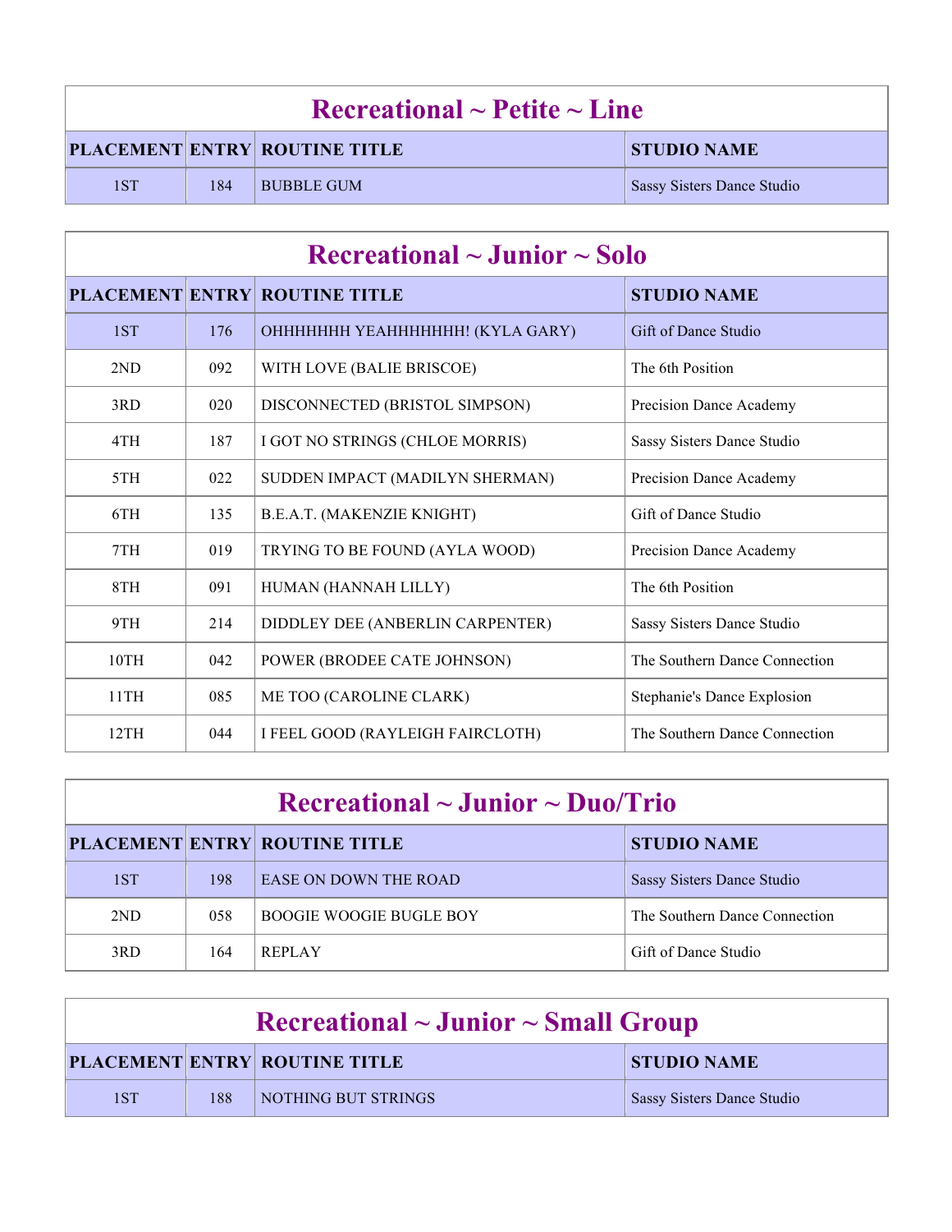## Recreational ~ Petite ~ Line

| PLACEMENT | ENTRY | ROUTINE TITLE | STUDIO NAME |
|---|---|---|---|
| 1ST | 184 | BUBBLE GUM | Sassy Sisters Dance Studio |

## Recreational ~ Junior ~ Solo

| PLACEMENT | ENTRY | ROUTINE TITLE | STUDIO NAME |
|---|---|---|---|
| 1ST | 176 | OHHHHHHH YEAHHHHHHH! (KYLA GARY) | Gift of Dance Studio |
| 2ND | 092 | WITH LOVE (BALIE BRISCOE) | The 6th Position |
| 3RD | 020 | DISCONNECTED (BRISTOL SIMPSON) | Precision Dance Academy |
| 4TH | 187 | I GOT NO STRINGS (CHLOE MORRIS) | Sassy Sisters Dance Studio |
| 5TH | 022 | SUDDEN IMPACT (MADILYN SHERMAN) | Precision Dance Academy |
| 6TH | 135 | B.E.A.T. (MAKENZIE KNIGHT) | Gift of Dance Studio |
| 7TH | 019 | TRYING TO BE FOUND (AYLA WOOD) | Precision Dance Academy |
| 8TH | 091 | HUMAN (HANNAH LILLY) | The 6th Position |
| 9TH | 214 | DIDDLEY DEE (ANBERLIN CARPENTER) | Sassy Sisters Dance Studio |
| 10TH | 042 | POWER (BRODEE CATE JOHNSON) | The Southern Dance Connection |
| 11TH | 085 | ME TOO (CAROLINE CLARK) | Stephanie's Dance Explosion |
| 12TH | 044 | I FEEL GOOD (RAYLEIGH FAIRCLOTH) | The Southern Dance Connection |

## Recreational ~ Junior ~ Duo/Trio

| PLACEMENT | ENTRY | ROUTINE TITLE | STUDIO NAME |
|---|---|---|---|
| 1ST | 198 | EASE ON DOWN THE ROAD | Sassy Sisters Dance Studio |
| 2ND | 058 | BOOGIE WOOGIE BUGLE BOY | The Southern Dance Connection |
| 3RD | 164 | REPLAY | Gift of Dance Studio |

## Recreational ~ Junior ~ Small Group

| PLACEMENT | ENTRY | ROUTINE TITLE | STUDIO NAME |
|---|---|---|---|
| 1ST | 188 | NOTHING BUT STRINGS | Sassy Sisters Dance Studio |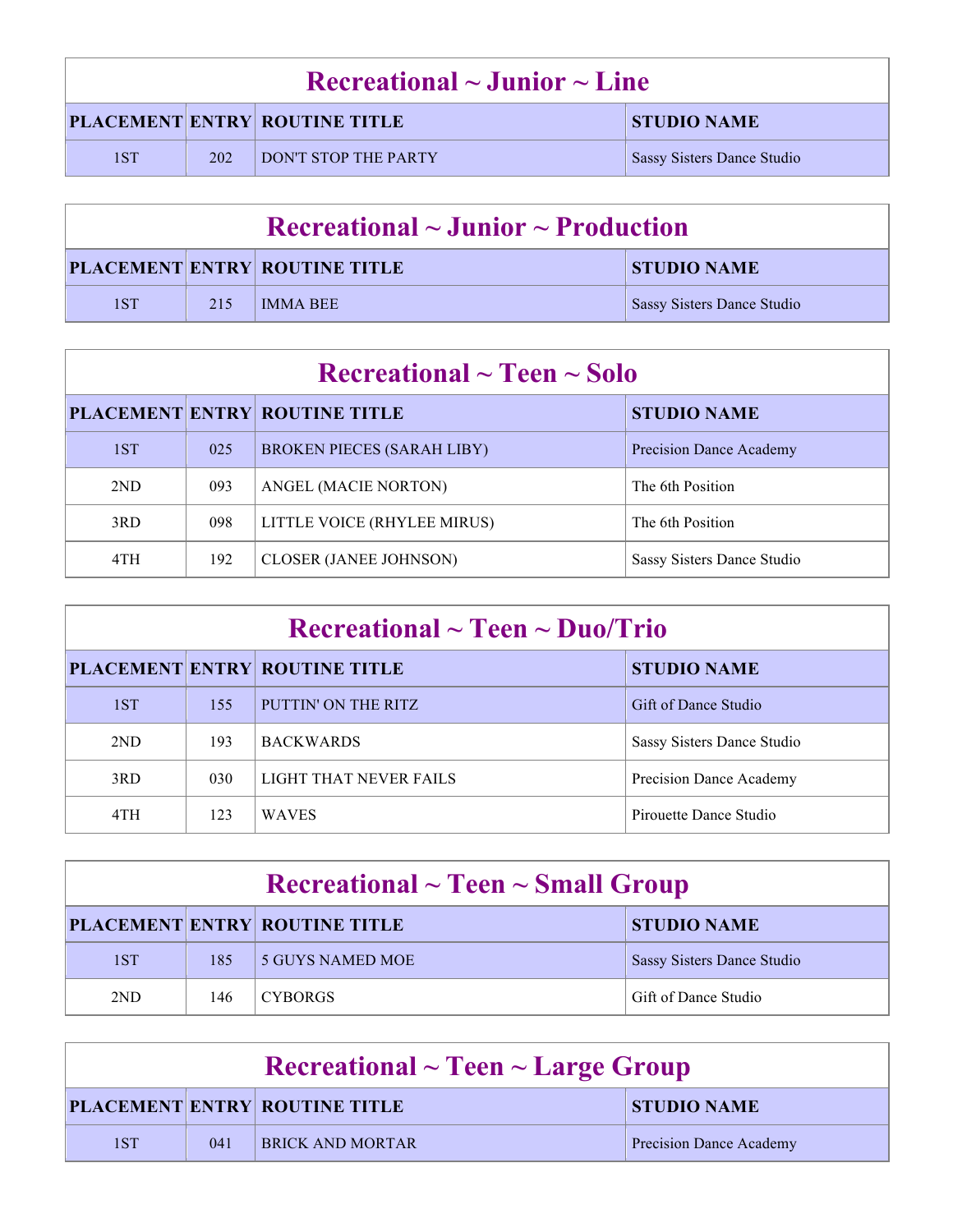## Recreational ~ Junior ~ Line

| PLACEMENT | ENTRY | ROUTINE TITLE | STUDIO NAME |
|---|---|---|---|
| 1ST | 202 | DON'T STOP THE PARTY | Sassy Sisters Dance Studio |

## Recreational ~ Junior ~ Production

| PLACEMENT | ENTRY | ROUTINE TITLE | STUDIO NAME |
|---|---|---|---|
| 1ST | 215 | IMMA BEE | Sassy Sisters Dance Studio |

## Recreational ~ Teen ~ Solo

| PLACEMENT | ENTRY | ROUTINE TITLE | STUDIO NAME |
|---|---|---|---|
| 1ST | 025 | BROKEN PIECES (SARAH LIBY) | Precision Dance Academy |
| 2ND | 093 | ANGEL (MACIE NORTON) | The 6th Position |
| 3RD | 098 | LITTLE VOICE (RHYLEE MIRUS) | The 6th Position |
| 4TH | 192 | CLOSER (JANEE JOHNSON) | Sassy Sisters Dance Studio |

## Recreational ~ Teen ~ Duo/Trio

| PLACEMENT | ENTRY | ROUTINE TITLE | STUDIO NAME |
|---|---|---|---|
| 1ST | 155 | PUTTIN' ON THE RITZ | Gift of Dance Studio |
| 2ND | 193 | BACKWARDS | Sassy Sisters Dance Studio |
| 3RD | 030 | LIGHT THAT NEVER FAILS | Precision Dance Academy |
| 4TH | 123 | WAVES | Pirouette Dance Studio |

## Recreational ~ Teen ~ Small Group

| PLACEMENT | ENTRY | ROUTINE TITLE | STUDIO NAME |
|---|---|---|---|
| 1ST | 185 | 5 GUYS NAMED MOE | Sassy Sisters Dance Studio |
| 2ND | 146 | CYBORGS | Gift of Dance Studio |

## Recreational ~ Teen ~ Large Group

| PLACEMENT | ENTRY | ROUTINE TITLE | STUDIO NAME |
|---|---|---|---|
| 1ST | 041 | BRICK AND MORTAR | Precision Dance Academy |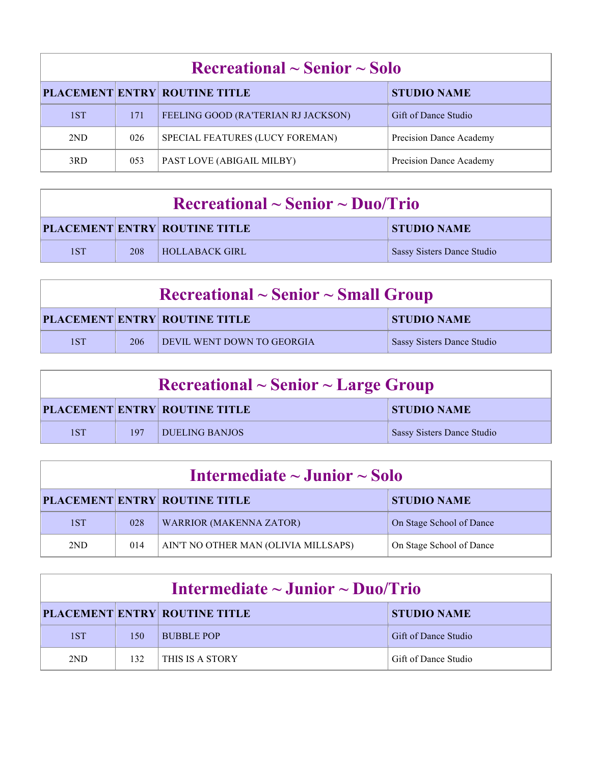## Recreational ~ Senior ~ Solo

| PLACEMENT | ENTRY | ROUTINE TITLE | STUDIO NAME |
|---|---|---|---|
| 1ST | 171 | FEELING GOOD (RA'TERIAN RJ JACKSON) | Gift of Dance Studio |
| 2ND | 026 | SPECIAL FEATURES (LUCY FOREMAN) | Precision Dance Academy |
| 3RD | 053 | PAST LOVE (ABIGAIL MILBY) | Precision Dance Academy |

## Recreational ~ Senior ~ Duo/Trio

| PLACEMENT | ENTRY | ROUTINE TITLE | STUDIO NAME |
|---|---|---|---|
| 1ST | 208 | HOLLABACK GIRL | Sassy Sisters Dance Studio |

## Recreational ~ Senior ~ Small Group

| PLACEMENT | ENTRY | ROUTINE TITLE | STUDIO NAME |
|---|---|---|---|
| 1ST | 206 | DEVIL WENT DOWN TO GEORGIA | Sassy Sisters Dance Studio |

## Recreational ~ Senior ~ Large Group

| PLACEMENT | ENTRY | ROUTINE TITLE | STUDIO NAME |
|---|---|---|---|
| 1ST | 197 | DUELING BANJOS | Sassy Sisters Dance Studio |

## Intermediate ~ Junior ~ Solo

| PLACEMENT | ENTRY | ROUTINE TITLE | STUDIO NAME |
|---|---|---|---|
| 1ST | 028 | WARRIOR (MAKENNA ZATOR) | On Stage School of Dance |
| 2ND | 014 | AIN'T NO OTHER MAN (OLIVIA MILLSAPS) | On Stage School of Dance |

## Intermediate ~ Junior ~ Duo/Trio

| PLACEMENT | ENTRY | ROUTINE TITLE | STUDIO NAME |
|---|---|---|---|
| 1ST | 150 | BUBBLE POP | Gift of Dance Studio |
| 2ND | 132 | THIS IS A STORY | Gift of Dance Studio |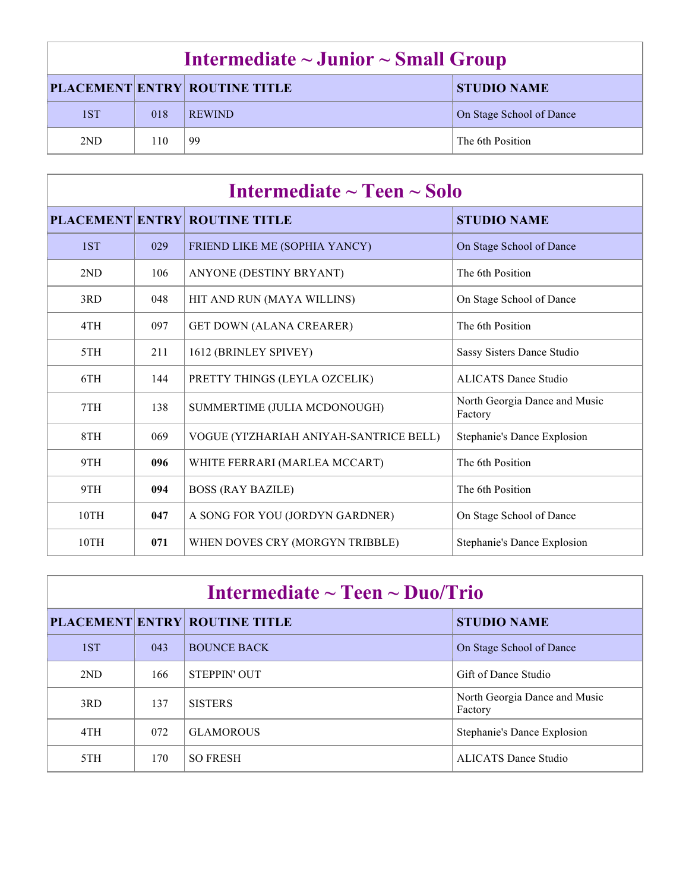## Intermediate ~ Junior ~ Small Group

| PLACEMENT | ENTRY | ROUTINE TITLE | STUDIO NAME |
|---|---|---|---|
| 1ST | 018 | REWIND | On Stage School of Dance |
| 2ND | 110 | 99 | The 6th Position |

## Intermediate ~ Teen ~ Solo

| PLACEMENT | ENTRY | ROUTINE TITLE | STUDIO NAME |
|---|---|---|---|
| 1ST | 029 | FRIEND LIKE ME (SOPHIA YANCY) | On Stage School of Dance |
| 2ND | 106 | ANYONE (DESTINY BRYANT) | The 6th Position |
| 3RD | 048 | HIT AND RUN (MAYA WILLINS) | On Stage School of Dance |
| 4TH | 097 | GET DOWN (ALANA CREARER) | The 6th Position |
| 5TH | 211 | 1612 (BRINLEY SPIVEY) | Sassy Sisters Dance Studio |
| 6TH | 144 | PRETTY THINGS (LEYLA OZCELIK) | ALICATS Dance Studio |
| 7TH | 138 | SUMMERTIME (JULIA MCDONOUGH) | North Georgia Dance and Music Factory |
| 8TH | 069 | VOGUE (YI'ZHARIAH ANIYAH-SANTRICE BELL) | Stephanie's Dance Explosion |
| 9TH | **096** | WHITE FERRARI (MARLEA MCCART) | The 6th Position |
| 9TH | **094** | BOSS (RAY BAZILE) | The 6th Position |
| 10TH | **047** | A SONG FOR YOU (JORDYN GARDNER) | On Stage School of Dance |
| 10TH | **071** | WHEN DOVES CRY (MORGYN TRIBBLE) | Stephanie's Dance Explosion |

## Intermediate ~ Teen ~ Duo/Trio

| PLACEMENT | ENTRY | ROUTINE TITLE | STUDIO NAME |
|---|---|---|---|
| 1ST | 043 | BOUNCE BACK | On Stage School of Dance |
| 2ND | 166 | STEPPIN' OUT | Gift of Dance Studio |
| 3RD | 137 | SISTERS | North Georgia Dance and Music Factory |
| 4TH | 072 | GLAMOROUS | Stephanie's Dance Explosion |
| 5TH | 170 | SO FRESH | ALICATS Dance Studio |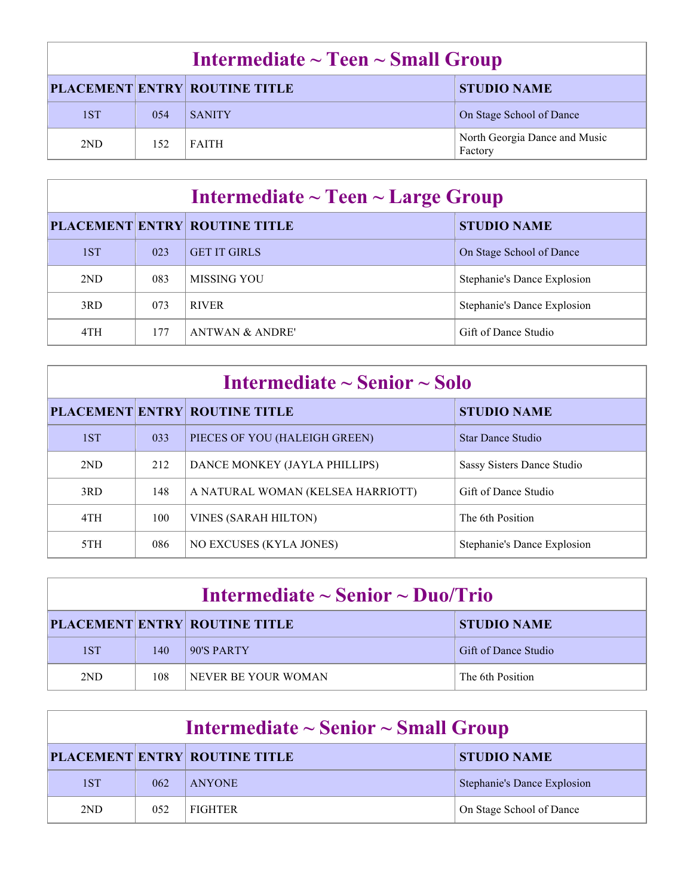## Intermediate ~ Teen ~ Small Group

| PLACEMENT | ENTRY | ROUTINE TITLE | STUDIO NAME |
|---|---|---|---|
| 1ST | 054 | SANITY | On Stage School of Dance |
| 2ND | 152 | FAITH | North Georgia Dance and Music Factory |

## Intermediate ~ Teen ~ Large Group

| PLACEMENT | ENTRY | ROUTINE TITLE | STUDIO NAME |
|---|---|---|---|
| 1ST | 023 | GET IT GIRLS | On Stage School of Dance |
| 2ND | 083 | MISSING YOU | Stephanie's Dance Explosion |
| 3RD | 073 | RIVER | Stephanie's Dance Explosion |
| 4TH | 177 | ANTWAN & ANDRE' | Gift of Dance Studio |

## Intermediate ~ Senior ~ Solo

| PLACEMENT | ENTRY | ROUTINE TITLE | STUDIO NAME |
|---|---|---|---|
| 1ST | 033 | PIECES OF YOU (HALEIGH GREEN) | Star Dance Studio |
| 2ND | 212 | DANCE MONKEY (JAYLA PHILLIPS) | Sassy Sisters Dance Studio |
| 3RD | 148 | A NATURAL WOMAN (KELSEA HARRIOTT) | Gift of Dance Studio |
| 4TH | 100 | VINES (SARAH HILTON) | The 6th Position |
| 5TH | 086 | NO EXCUSES (KYLA JONES) | Stephanie's Dance Explosion |

## Intermediate ~ Senior ~ Duo/Trio

| PLACEMENT | ENTRY | ROUTINE TITLE | STUDIO NAME |
|---|---|---|---|
| 1ST | 140 | 90'S PARTY | Gift of Dance Studio |
| 2ND | 108 | NEVER BE YOUR WOMAN | The 6th Position |

## Intermediate ~ Senior ~ Small Group

| PLACEMENT | ENTRY | ROUTINE TITLE | STUDIO NAME |
|---|---|---|---|
| 1ST | 062 | ANYONE | Stephanie's Dance Explosion |
| 2ND | 052 | FIGHTER | On Stage School of Dance |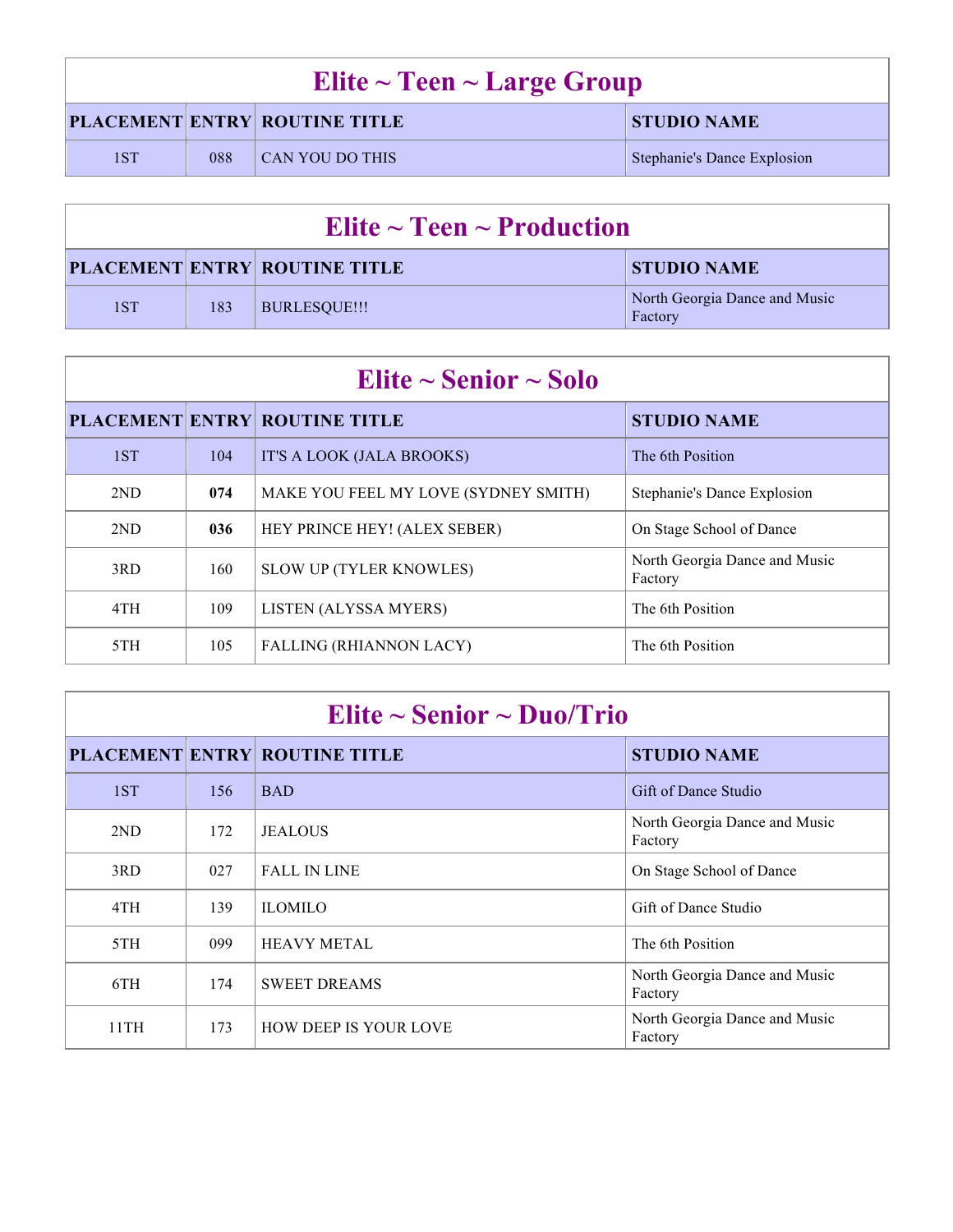## Elite ~ Teen ~ Large Group

| PLACEMENT | ENTRY | ROUTINE TITLE | STUDIO NAME |
|---|---|---|---|
| 1ST | 088 | CAN YOU DO THIS | Stephanie's Dance Explosion |

## Elite ~ Teen ~ Production

| PLACEMENT | ENTRY | ROUTINE TITLE | STUDIO NAME |
|---|---|---|---|
| 1ST | 183 | BURLESQUE!!! | North Georgia Dance and Music Factory |

## Elite ~ Senior ~ Solo

| PLACEMENT | ENTRY | ROUTINE TITLE | STUDIO NAME |
|---|---|---|---|
| 1ST | 104 | IT'S A LOOK (JALA BROOKS) | The 6th Position |
| 2ND | **074** | MAKE YOU FEEL MY LOVE (SYDNEY SMITH) | Stephanie's Dance Explosion |
| 2ND | **036** | HEY PRINCE HEY! (ALEX SEBER) | On Stage School of Dance |
| 3RD | 160 | SLOW UP (TYLER KNOWLES) | North Georgia Dance and Music Factory |
| 4TH | 109 | LISTEN (ALYSSA MYERS) | The 6th Position |
| 5TH | 105 | FALLING (RHIANNON LACY) | The 6th Position |

## Elite ~ Senior ~ Duo/Trio

| PLACEMENT | ENTRY | ROUTINE TITLE | STUDIO NAME |
|---|---|---|---|
| 1ST | 156 | BAD | Gift of Dance Studio |
| 2ND | 172 | JEALOUS | North Georgia Dance and Music Factory |
| 3RD | 027 | FALL IN LINE | On Stage School of Dance |
| 4TH | 139 | ILOMILO | Gift of Dance Studio |
| 5TH | 099 | HEAVY METAL | The 6th Position |
| 6TH | 174 | SWEET DREAMS | North Georgia Dance and Music Factory |
| 11TH | 173 | HOW DEEP IS YOUR LOVE | North Georgia Dance and Music Factory |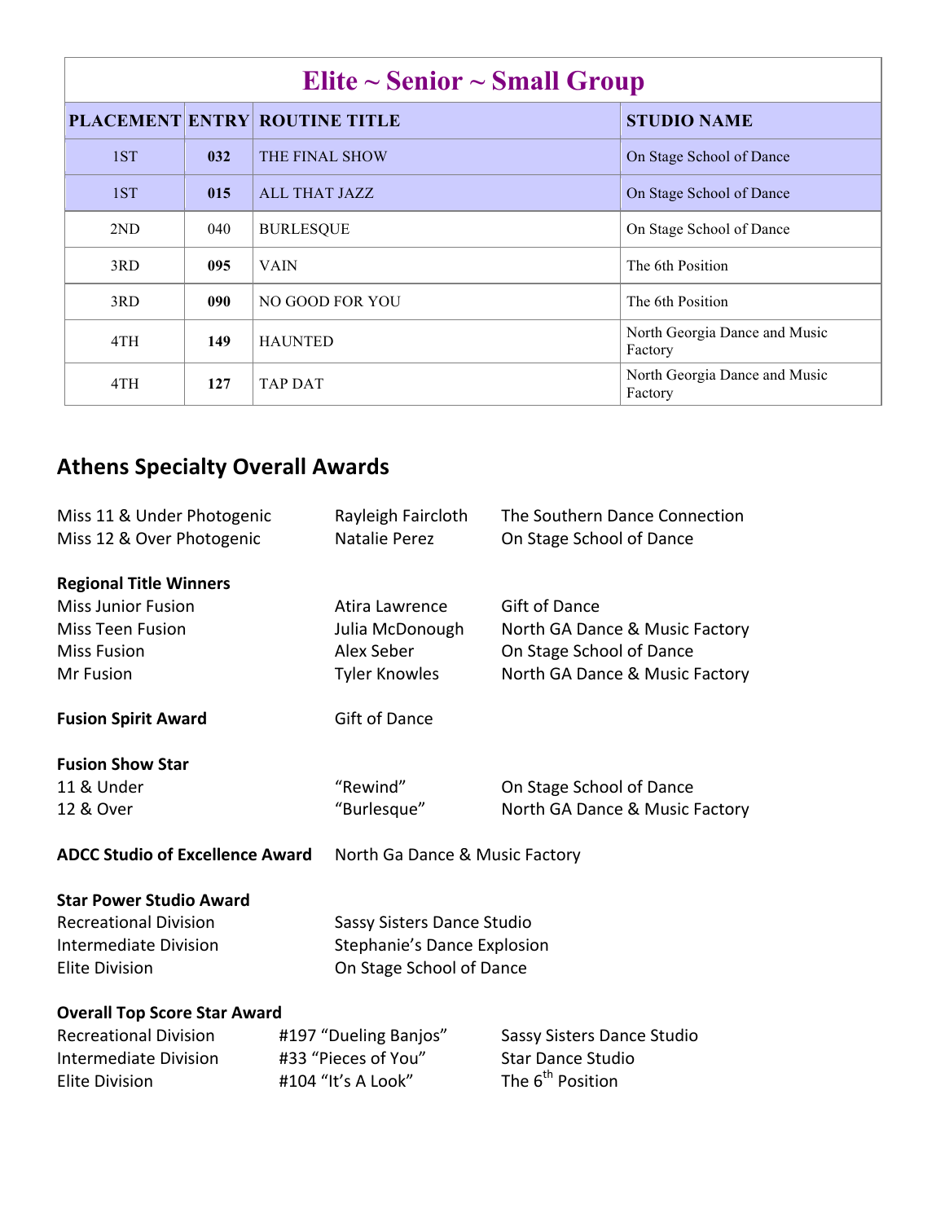| Elite ~ Senior ~ Small Group | | | |
|---|---|---|---|
| **PLACEMENT** | **ENTRY** | **ROUTINE TITLE** | **STUDIO NAME** |
| 1ST | **032** | THE FINAL SHOW | On Stage School of Dance |
| 1ST | **015** | ALL THAT JAZZ | On Stage School of Dance |
| 2ND | 040 | BURLESQUE | On Stage School of Dance |
| 3RD | **095** | VAIN | The 6th Position |
| 3RD | **090** | NO GOOD FOR YOU | The 6th Position |
| 4TH | **149** | HAUNTED | North Georgia Dance and Music Factory |
| 4TH | **127** | TAP DAT | North Georgia Dance and Music Factory |

## Athens Specialty Overall Awards

Miss 11 & Under Photogenic — Rayleigh Faircloth — The Southern Dance Connection
Miss 12 & Over Photogenic — Natalie Perez — On Stage School of Dance

**Regional Title Winners**

Miss Junior Fusion — Atira Lawrence — Gift of Dance
Miss Teen Fusion — Julia McDonough — North GA Dance & Music Factory
Miss Fusion — Alex Seber — On Stage School of Dance
Mr Fusion — Tyler Knowles — North GA Dance & Music Factory

**Fusion Spirit Award** — Gift of Dance

**Fusion Show Star**

11 & Under — "Rewind" — On Stage School of Dance
12 & Over — "Burlesque" — North GA Dance & Music Factory

**ADCC Studio of Excellence Award** — North Ga Dance & Music Factory

**Star Power Studio Award**

Recreational Division — Sassy Sisters Dance Studio
Intermediate Division — Stephanie's Dance Explosion
Elite Division — On Stage School of Dance

**Overall Top Score Star Award**

Recreational Division — #197 "Dueling Banjos" — Sassy Sisters Dance Studio
Intermediate Division — #33 "Pieces of You" — Star Dance Studio
Elite Division — #104 "It's A Look" — The 6th Position